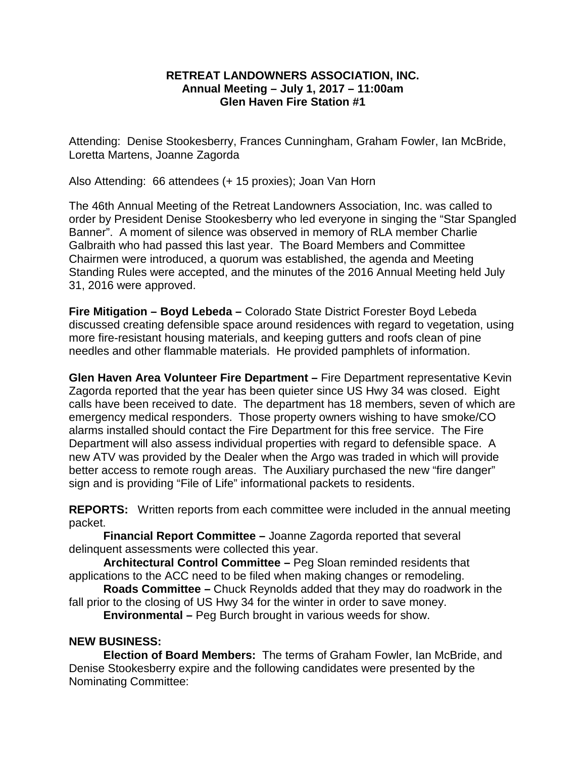**RETREAT LANDOWNERS ASSOCIATION, INC.**
**Annual Meeting – July 1, 2017 – 11:00am**
**Glen Haven Fire Station #1**

Attending: Denise Stookesberry, Frances Cunningham, Graham Fowler, Ian McBride, Loretta Martens, Joanne Zagorda

Also Attending: 66 attendees (+ 15 proxies); Joan Van Horn

The 46th Annual Meeting of the Retreat Landowners Association, Inc. was called to order by President Denise Stookesberry who led everyone in singing the "Star Spangled Banner". A moment of silence was observed in memory of RLA member Charlie Galbraith who had passed this last year. The Board Members and Committee Chairmen were introduced, a quorum was established, the agenda and Meeting Standing Rules were accepted, and the minutes of the 2016 Annual Meeting held July 31, 2016 were approved.

**Fire Mitigation – Boyd Lebeda –** Colorado State District Forester Boyd Lebeda discussed creating defensible space around residences with regard to vegetation, using more fire-resistant housing materials, and keeping gutters and roofs clean of pine needles and other flammable materials. He provided pamphlets of information.

**Glen Haven Area Volunteer Fire Department –** Fire Department representative Kevin Zagorda reported that the year has been quieter since US Hwy 34 was closed. Eight calls have been received to date. The department has 18 members, seven of which are emergency medical responders. Those property owners wishing to have smoke/CO alarms installed should contact the Fire Department for this free service. The Fire Department will also assess individual properties with regard to defensible space. A new ATV was provided by the Dealer when the Argo was traded in which will provide better access to remote rough areas. The Auxiliary purchased the new "fire danger" sign and is providing "File of Life" informational packets to residents.

**REPORTS:** Written reports from each committee were included in the annual meeting packet.

**Financial Report Committee –** Joanne Zagorda reported that several delinquent assessments were collected this year.

**Architectural Control Committee –** Peg Sloan reminded residents that applications to the ACC need to be filed when making changes or remodeling.

**Roads Committee –** Chuck Reynolds added that they may do roadwork in the fall prior to the closing of US Hwy 34 for the winter in order to save money.

**Environmental –** Peg Burch brought in various weeds for show.

**NEW BUSINESS:**

**Election of Board Members:** The terms of Graham Fowler, Ian McBride, and Denise Stookesberry expire and the following candidates were presented by the Nominating Committee: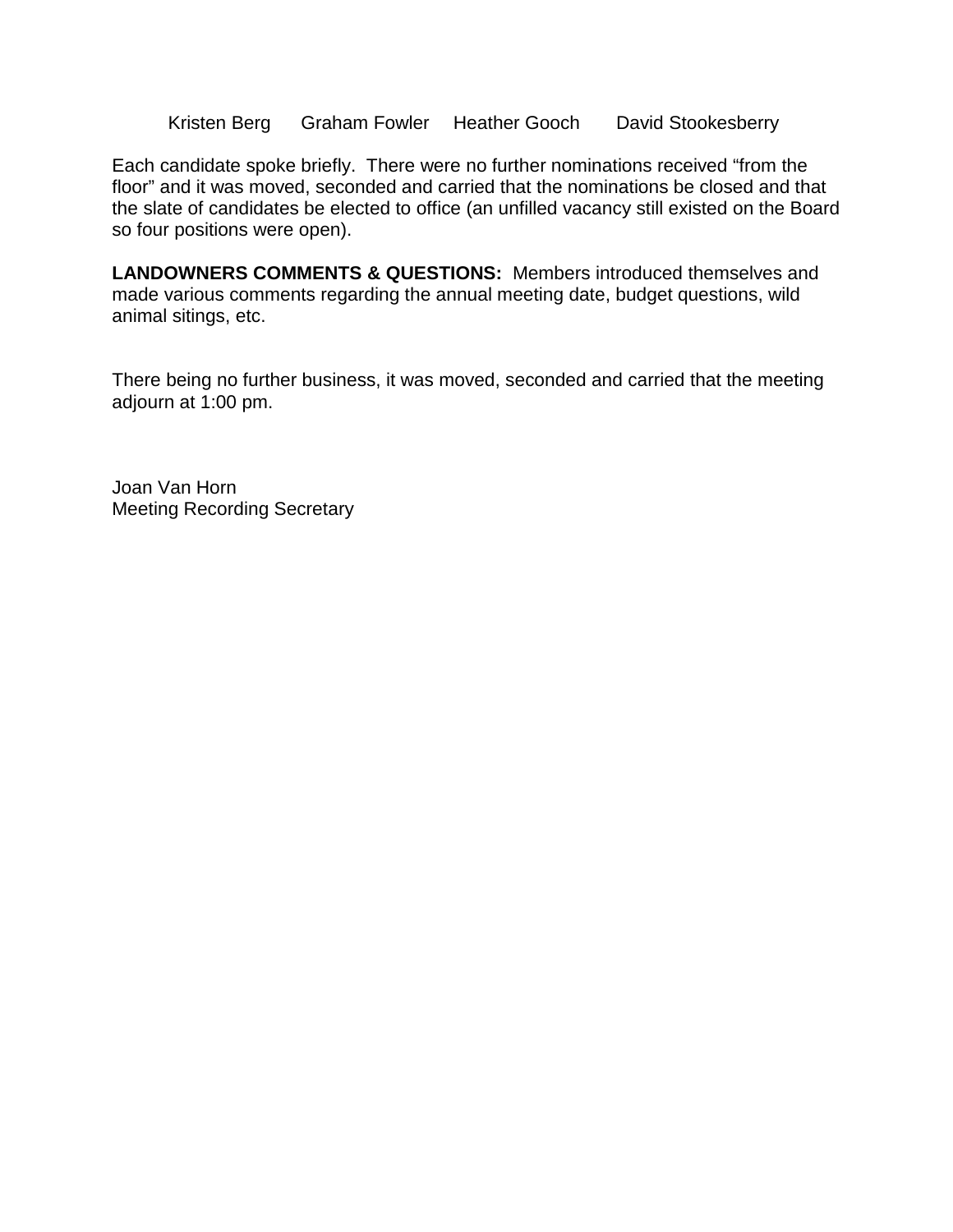Kristen Berg      Graham Fowler      Heather Gooch      David Stookesberry

Each candidate spoke briefly. There were no further nominations received “from the floor” and it was moved, seconded and carried that the nominations be closed and that the slate of candidates be elected to office (an unfilled vacancy still existed on the Board so four positions were open).

**LANDOWNERS COMMENTS & QUESTIONS:** Members introduced themselves and made various comments regarding the annual meeting date, budget questions, wild animal sitings, etc.

There being no further business, it was moved, seconded and carried that the meeting adjourn at 1:00 pm.

Joan Van Horn  
Meeting Recording Secretary